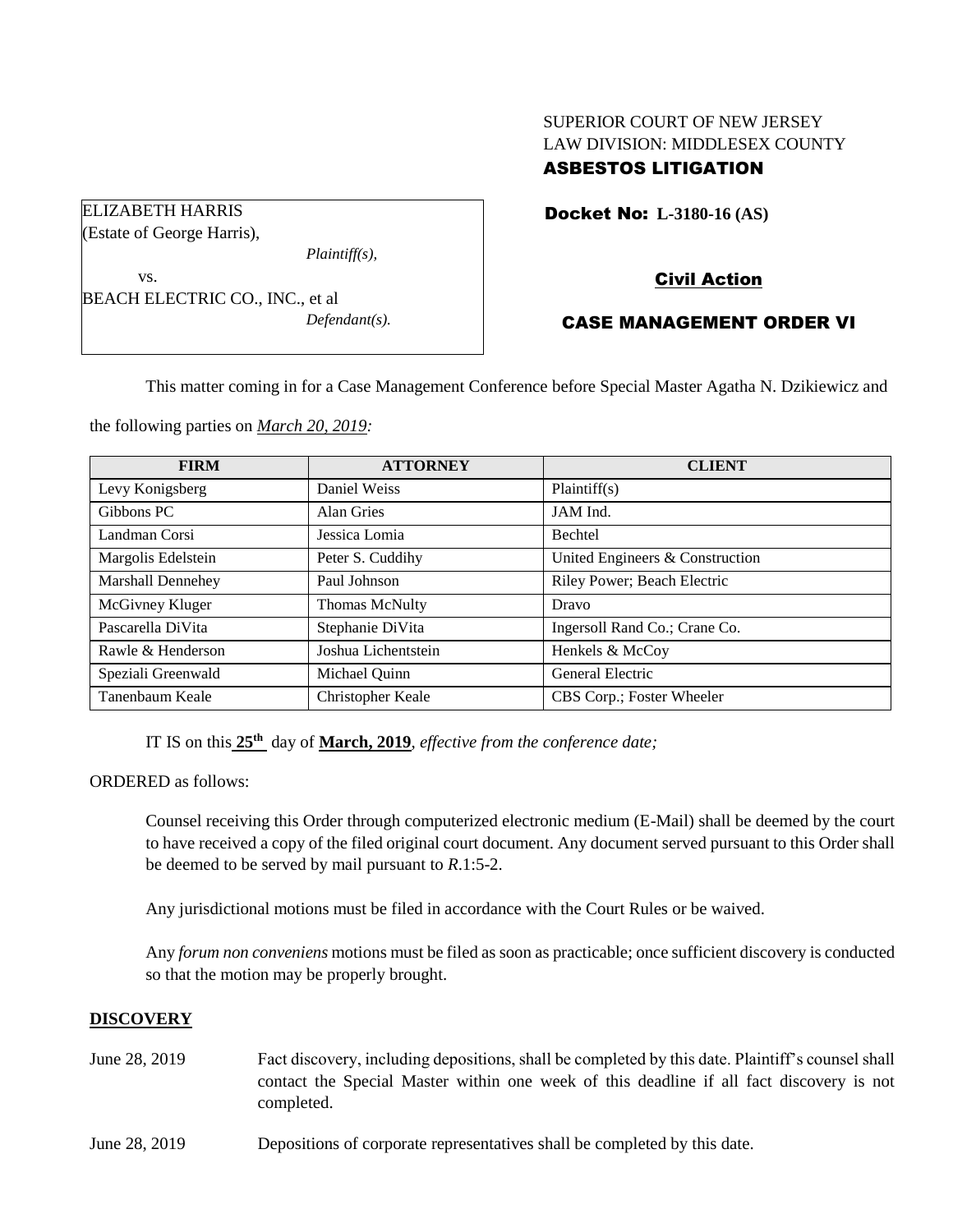SUPERIOR COURT OF NEW JERSEY
LAW DIVISION: MIDDLESEX COUNTY
**ASBESTOS LITIGATION**

ELIZABETH HARRIS
(Estate of George Harris),
*Plaintiff(s),*
vs.
BEACH ELECTRIC CO., INC., et al
*Defendant(s).*

**Docket No: L-3180-16 (AS)**

**Civil Action**

**CASE MANAGEMENT ORDER VI**

This matter coming in for a Case Management Conference before Special Master Agatha N. Dzikiewicz and the following parties on *March 20, 2019:*

| FIRM | ATTORNEY | CLIENT |
|---|---|---|
| Levy Konigsberg | Daniel Weiss | Plaintiff(s) |
| Gibbons PC | Alan Gries | JAM Ind. |
| Landman Corsi | Jessica Lomia | Bechtel |
| Margolis Edelstein | Peter S. Cuddihy | United Engineers & Construction |
| Marshall Dennehey | Paul Johnson | Riley Power; Beach Electric |
| McGivney Kluger | Thomas McNulty | Dravo |
| Pascarella DiVita | Stephanie DiVita | Ingersoll Rand Co.; Crane Co. |
| Rawle & Henderson | Joshua Lichentstein | Henkels & McCoy |
| Speziali Greenwald | Michael Quinn | General Electric |
| Tanenbaum Keale | Christopher Keale | CBS Corp.; Foster Wheeler |

IT IS on this **25th** day of **March, 2019**, *effective from the conference date;*

ORDERED as follows:

Counsel receiving this Order through computerized electronic medium (E-Mail) shall be deemed by the court to have received a copy of the filed original court document. Any document served pursuant to this Order shall be deemed to be served by mail pursuant to *R*.1:5-2.

Any jurisdictional motions must be filed in accordance with the Court Rules or be waived.

Any *forum non conveniens* motions must be filed as soon as practicable; once sufficient discovery is conducted so that the motion may be properly brought.

## DISCOVERY

June 28, 2019 — Fact discovery, including depositions, shall be completed by this date. Plaintiff's counsel shall contact the Special Master within one week of this deadline if all fact discovery is not completed.

June 28, 2019 — Depositions of corporate representatives shall be completed by this date.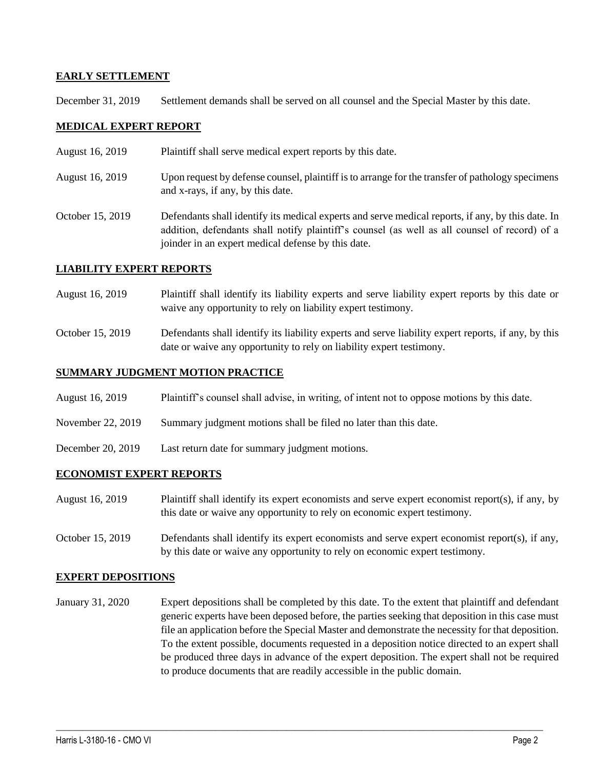**EARLY SETTLEMENT**

December 31, 2019 Settlement demands shall be served on all counsel and the Special Master by this date.

**MEDICAL EXPERT REPORT**

August 16, 2019 Plaintiff shall serve medical expert reports by this date.

August 16, 2019 Upon request by defense counsel, plaintiff is to arrange for the transfer of pathology specimens and x-rays, if any, by this date.

October 15, 2019 Defendants shall identify its medical experts and serve medical reports, if any, by this date. In addition, defendants shall notify plaintiff's counsel (as well as all counsel of record) of a joinder in an expert medical defense by this date.

**LIABILITY EXPERT REPORTS**

August 16, 2019 Plaintiff shall identify its liability experts and serve liability expert reports by this date or waive any opportunity to rely on liability expert testimony.

October 15, 2019 Defendants shall identify its liability experts and serve liability expert reports, if any, by this date or waive any opportunity to rely on liability expert testimony.

**SUMMARY JUDGMENT MOTION PRACTICE**

August 16, 2019 Plaintiff's counsel shall advise, in writing, of intent not to oppose motions by this date.

November 22, 2019 Summary judgment motions shall be filed no later than this date.

December 20, 2019 Last return date for summary judgment motions.

**ECONOMIST EXPERT REPORTS**

August 16, 2019 Plaintiff shall identify its expert economists and serve expert economist report(s), if any, by this date or waive any opportunity to rely on economic expert testimony.

October 15, 2019 Defendants shall identify its expert economists and serve expert economist report(s), if any, by this date or waive any opportunity to rely on economic expert testimony.

**EXPERT DEPOSITIONS**

January 31, 2020 Expert depositions shall be completed by this date. To the extent that plaintiff and defendant generic experts have been deposed before, the parties seeking that deposition in this case must file an application before the Special Master and demonstrate the necessity for that deposition. To the extent possible, documents requested in a deposition notice directed to an expert shall be produced three days in advance of the expert deposition. The expert shall not be required to produce documents that are readily accessible in the public domain.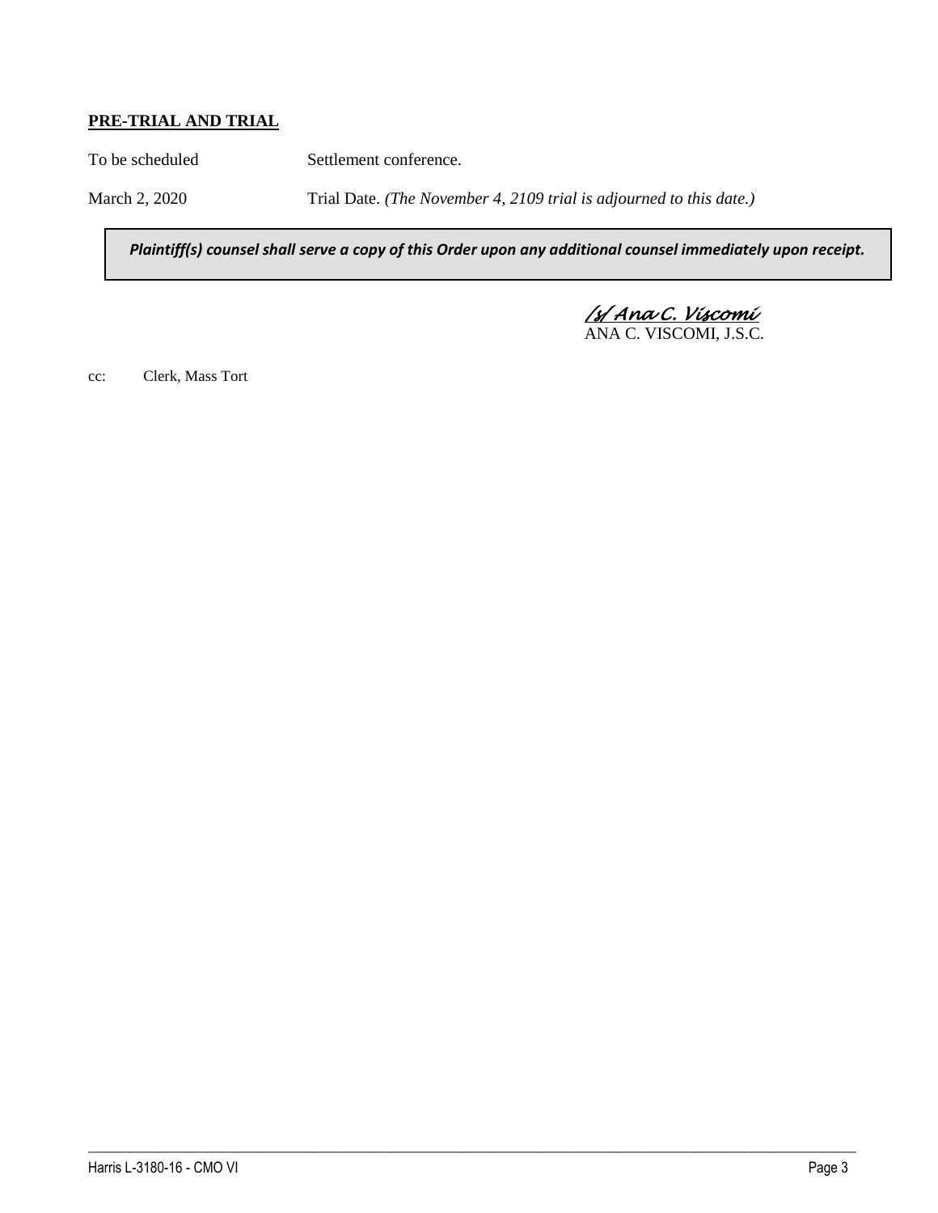**PRE-TRIAL AND TRIAL**

| | |
|---|---|
| To be scheduled | Settlement conference. |
| March 2, 2020 | Trial Date. *(The November 4, 2109 trial is adjourned to this date.)* |

***Plaintiff(s) counsel shall serve a copy of this Order upon any additional counsel immediately upon receipt.***

*/s/ Ana C. Viscomi*
ANA C. VISCOMI, J.S.C.

cc: Clerk, Mass Tort